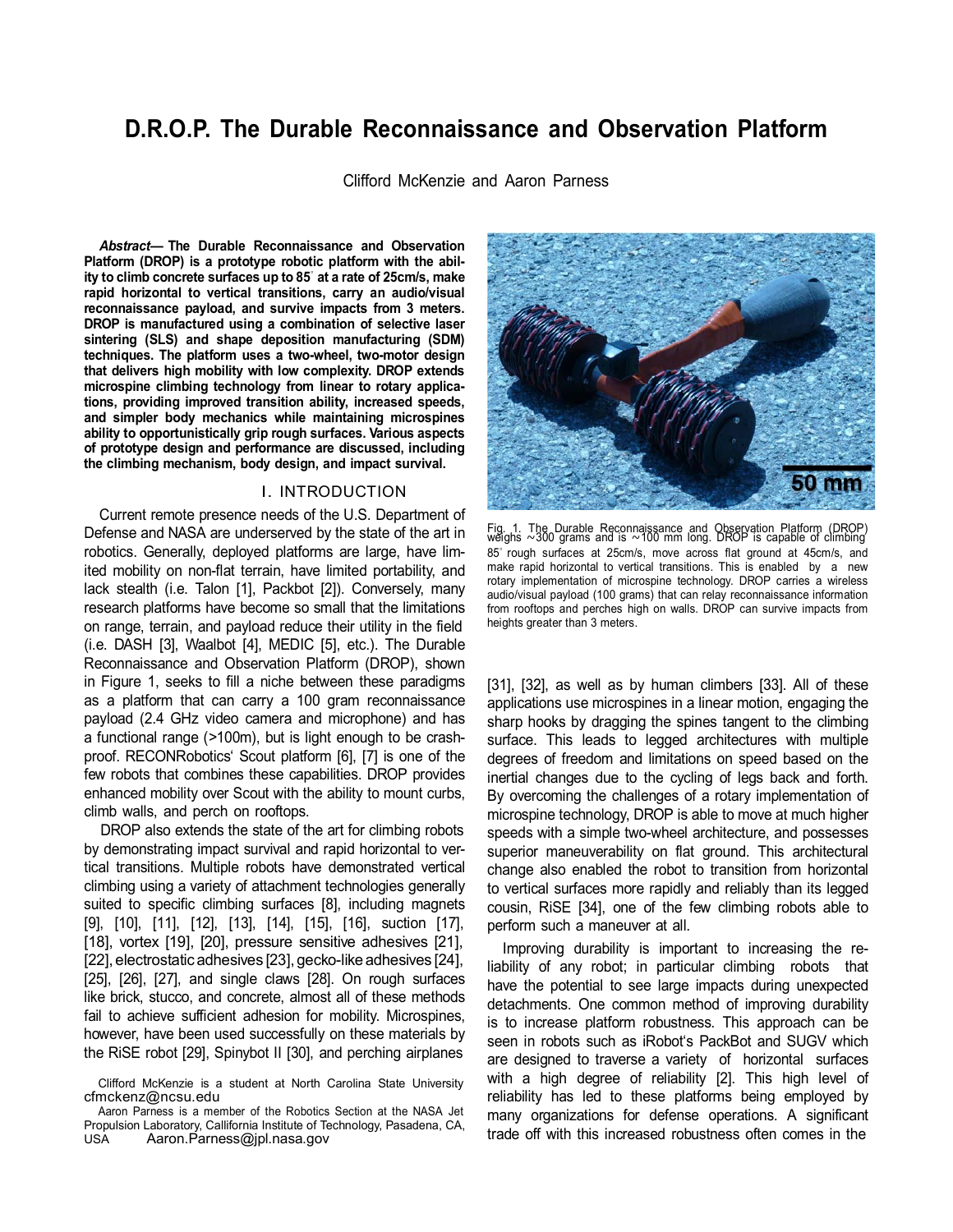# D.R.O.P. The Durable Reconnaissance and Observation Platform

Clifford McKenzie and Aaron Parness

***Abstract*— The Durable Reconnaissance and Observation Platform (DROP) is a prototype robotic platform with the ability to climb concrete surfaces up to 85° at a rate of 25cm/s, make rapid horizontal to vertical transitions, carry an audio/visual reconnaissance payload, and survive impacts from 3 meters. DROP is manufactured using a combination of selective laser sintering (SLS) and shape deposition manufacturing (SDM) techniques. The platform uses a two-wheel, two-motor design that delivers high mobility with low complexity. DROP extends microspine climbing technology from linear to rotary applications, providing improved transition ability, increased speeds, and simpler body mechanics while maintaining microspines ability to opportunistically grip rough surfaces. Various aspects of prototype design and performance are discussed, including the climbing mechanism, body design, and impact survival.**

## I. INTRODUCTION

Current remote presence needs of the U.S. Department of Defense and NASA are underserved by the state of the art in robotics. Generally, deployed platforms are large, have limited mobility on non-flat terrain, have limited portability, and lack stealth (i.e. Talon [1], Packbot [2]). Conversely, many research platforms have become so small that the limitations on range, terrain, and payload reduce their utility in the field (i.e. DASH [3], Waalbot [4], MEDIC [5], etc.). The Durable Reconnaissance and Observation Platform (DROP), shown in Figure 1, seeks to fill a niche between these paradigms as a platform that can carry a 100 gram reconnaissance payload (2.4 GHz video camera and microphone) and has a functional range (>100m), but is light enough to be crash-proof. RECONRobotics' Scout platform [6], [7] is one of the few robots that combines these capabilities. DROP provides enhanced mobility over Scout with the ability to mount curbs, climb walls, and perch on rooftops.

DROP also extends the state of the art for climbing robots by demonstrating impact survival and rapid horizontal to vertical transitions. Multiple robots have demonstrated vertical climbing using a variety of attachment technologies generally suited to specific climbing surfaces [8], including magnets [9], [10], [11], [12], [13], [14], [15], [16], suction [17], [18], vortex [19], [20], pressure sensitive adhesives [21], [22], electrostatic adhesives [23], gecko-like adhesives [24], [25], [26], [27], and single claws [28]. On rough surfaces like brick, stucco, and concrete, almost all of these methods fail to achieve sufficient adhesion for mobility. Microspines, however, have been used successfully on these materials by the RiSE robot [29], Spinybot II [30], and perching airplanes

Fig. 1. The Durable Reconnaissance and Observation Platform (DROP) weighs ~300 grams and is ~100 mm long. DROP is capable of climbing 85° rough surfaces at 25cm/s, move across flat ground at 45cm/s, and make rapid horizontal to vertical transitions. This is enabled by a new rotary implementation of microspine technology. DROP carries a wireless audio/visual payload (100 grams) that can relay reconnaissance information from rooftops and perches high on walls. DROP can survive impacts from heights greater than 3 meters.

[31], [32], as well as by human climbers [33]. All of these applications use microspines in a linear motion, engaging the sharp hooks by dragging the spines tangent to the climbing surface. This leads to legged architectures with multiple degrees of freedom and limitations on speed based on the inertial changes due to the cycling of legs back and forth. By overcoming the challenges of a rotary implementation of microspine technology, DROP is able to move at much higher speeds with a simple two-wheel architecture, and possesses superior maneuverability on flat ground. This architectural change also enabled the robot to transition from horizontal to vertical surfaces more rapidly and reliably than its legged cousin, RiSE [34], one of the few climbing robots able to perform such a maneuver at all.

Improving durability is important to increasing the reliability of any robot; in particular climbing robots that have the potential to see large impacts during unexpected detachments. One common method of improving durability is to increase platform robustness. This approach can be seen in robots such as iRobot's PackBot and SUGV which are designed to traverse a variety of horizontal surfaces with a high degree of reliability [2]. This high level of reliability has led to these platforms being employed by many organizations for defense operations. A significant trade off with this increased robustness often comes in the

Clifford McKenzie is a student at North Carolina State University cfmckenz@ncsu.edu

Aaron Parness is a member of the Robotics Section at the NASA Jet Propulsion Laboratory, Callifornia Institute of Technology, Pasadena, CA, USA Aaron.Parness@jpl.nasa.gov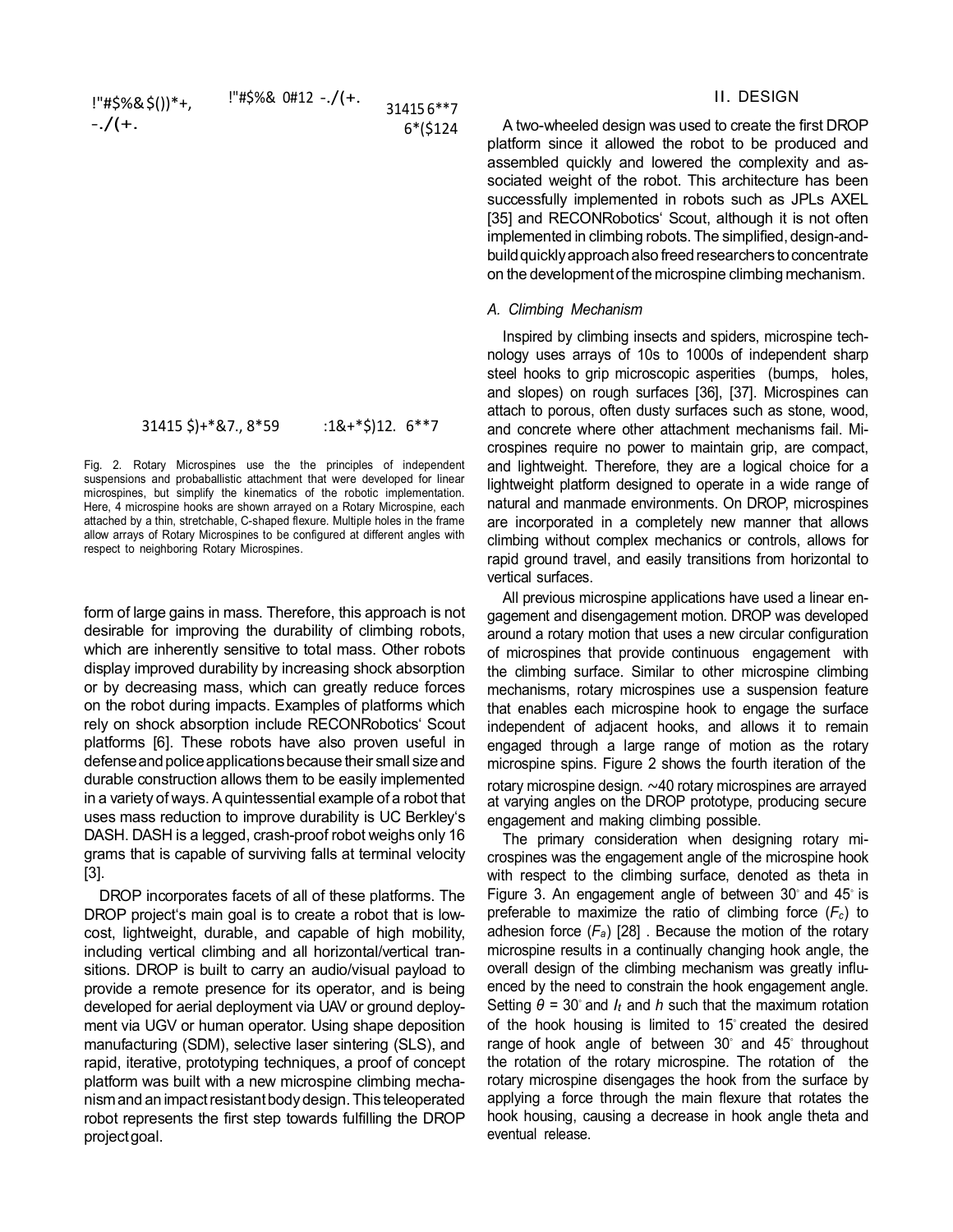Fig. 2. Rotary Microspines use the the principles of independent suspensions and probaballistic attachment that were developed for linear microspines, but simplify the kinematics of the robotic implementation. Here, 4 microspine hooks are shown arrayed on a Rotary Microspine, each attached by a thin, stretchable, C-shaped flexure. Multiple holes in the frame allow arrays of Rotary Microspines to be configured at different angles with respect to neighboring Rotary Microspines.

form of large gains in mass. Therefore, this approach is not desirable for improving the durability of climbing robots, which are inherently sensitive to total mass. Other robots display improved durability by increasing shock absorption or by decreasing mass, which can greatly reduce forces on the robot during impacts. Examples of platforms which rely on shock absorption include RECONRobotics' Scout platforms [6]. These robots have also proven useful in defense and police applications because their small size and durable construction allows them to be easily implemented in a variety of ways. A quintessential example of a robot that uses mass reduction to improve durability is UC Berkley's DASH. DASH is a legged, crash-proof robot weighs only 16 grams that is capable of surviving falls at terminal velocity [3].

DROP incorporates facets of all of these platforms. The DROP project's main goal is to create a robot that is low-cost, lightweight, durable, and capable of high mobility, including vertical climbing and all horizontal/vertical transitions. DROP is built to carry an audio/visual payload to provide a remote presence for its operator, and is being developed for aerial deployment via UAV or ground deployment via UGV or human operator. Using shape deposition manufacturing (SDM), selective laser sintering (SLS), and rapid, iterative, prototyping techniques, a proof of concept platform was built with a new microspine climbing mechanism and an impact resistant body design. This teleoperated robot represents the first step towards fulfilling the DROP project goal.

## II. DESIGN

A two-wheeled design was used to create the first DROP platform since it allowed the robot to be produced and assembled quickly and lowered the complexity and associated weight of the robot. This architecture has been successfully implemented in robots such as JPLs AXEL [35] and RECONRobotics' Scout, although it is not often implemented in climbing robots. The simplified, design-and-build quickly approach also freed researchers to concentrate on the development of the microspine climbing mechanism.

### *A. Climbing Mechanism*

Inspired by climbing insects and spiders, microspine technology uses arrays of 10s to 1000s of independent sharp steel hooks to grip microscopic asperities (bumps, holes, and slopes) on rough surfaces [36], [37]. Microspines can attach to porous, often dusty surfaces such as stone, wood, and concrete where other attachment mechanisms fail. Microspines require no power to maintain grip, are compact, and lightweight. Therefore, they are a logical choice for a lightweight platform designed to operate in a wide range of natural and manmade environments. On DROP, microspines are incorporated in a completely new manner that allows climbing without complex mechanics or controls, allows for rapid ground travel, and easily transitions from horizontal to vertical surfaces.

All previous microspine applications have used a linear engagement and disengagement motion. DROP was developed around a rotary motion that uses a new circular configuration of microspines that provide continuous engagement with the climbing surface. Similar to other microspine climbing mechanisms, rotary microspines use a suspension feature that enables each microspine hook to engage the surface independent of adjacent hooks, and allows it to remain engaged through a large range of motion as the rotary microspine spins. Figure 2 shows the fourth iteration of the rotary microspine design. ~40 rotary microspines are arrayed at varying angles on the DROP prototype, producing secure engagement and making climbing possible.

The primary consideration when designing rotary microspines was the engagement angle of the microspine hook with respect to the climbing surface, denoted as theta in Figure 3. An engagement angle of between 30° and 45° is preferable to maximize the ratio of climbing force ($F_c$) to adhesion force ($F_a$) [28] . Because the motion of the rotary microspine results in a continually changing hook angle, the overall design of the climbing mechanism was greatly influenced by the need to constrain the hook engagement angle. Setting $\theta = 30^\circ$ and $l_t$ and $h$ such that the maximum rotation of the hook housing is limited to 15° created the desired range of hook angle of between 30° and 45° throughout the rotation of the rotary microspine. The rotation of the rotary microspine disengages the hook from the surface by applying a force through the main flexure that rotates the hook housing, causing a decrease in hook angle theta and eventual release.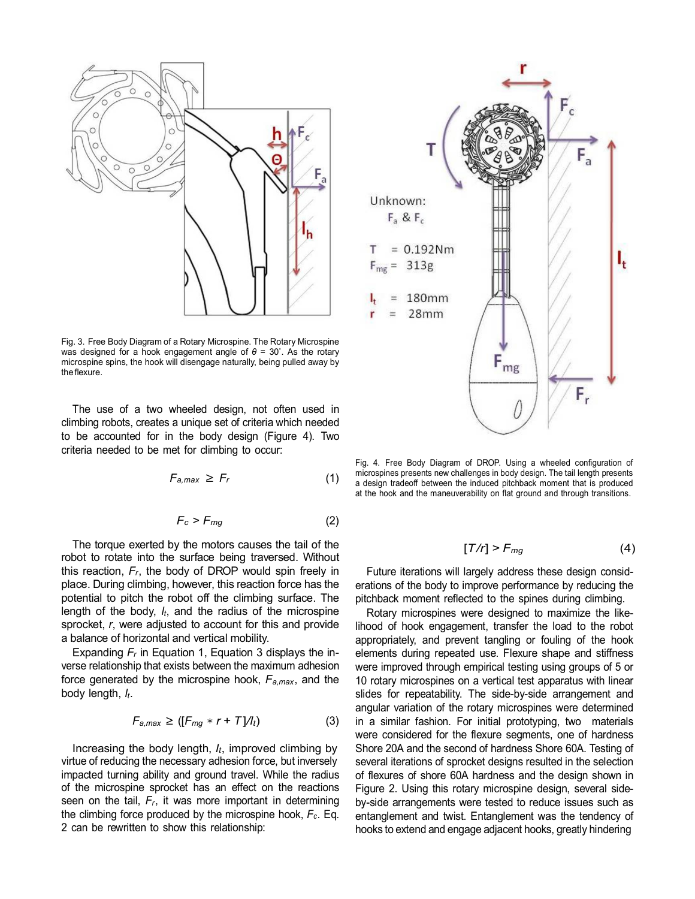Fig. 3. Free Body Diagram of a Rotary Microspine. The Rotary Microspine was designed for a hook engagement angle of $\theta = 30^{\circ}$. As the rotary microspine spins, the hook will disengage naturally, being pulled away by the flexure.

The use of a two wheeled design, not often used in climbing robots, creates a unique set of criteria which needed to be accounted for in the body design (Figure 4). Two criteria needed to be met for climbing to occur:

$$F_{a,max} \geq F_r \tag{1}$$

$$F_c > F_{mg} \tag{2}$$

The torque exerted by the motors causes the tail of the robot to rotate into the surface being traversed. Without this reaction, $F_r$, the body of DROP would spin freely in place. During climbing, however, this reaction force has the potential to pitch the robot off the climbing surface. The length of the body, $l_t$, and the radius of the microspine sprocket, $r$, were adjusted to account for this and provide a balance of horizontal and vertical mobility.

Expanding $F_r$ in Equation 1, Equation 3 displays the inverse relationship that exists between the maximum adhesion force generated by the microspine hook, $F_{a,max}$, and the body length, $l_t$.

$$F_{a,max} \geq ([F_{mg} * r + T]/l_t) \tag{3}$$

Increasing the body length, $l_t$, improved climbing by virtue of reducing the necessary adhesion force, but inversely impacted turning ability and ground travel. While the radius of the microspine sprocket has an effect on the reactions seen on the tail, $F_r$, it was more important in determining the climbing force produced by the microspine hook, $F_c$. Eq. 2 can be rewritten to show this relationship:

Fig. 4. Free Body Diagram of DROP. Using a wheeled configuration of microspines presents new challenges in body design. The tail length presents a design tradeoff between the induced pitchback moment that is produced at the hook and the maneuverability on flat ground and through transitions.

$$[T/r] > F_{mg} \tag{4}$$

Future iterations will largely address these design considerations of the body to improve performance by reducing the pitchback moment reflected to the spines during climbing.

Rotary microspines were designed to maximize the likelihood of hook engagement, transfer the load to the robot appropriately, and prevent tangling or fouling of the hook elements during repeated use. Flexure shape and stiffness were improved through empirical testing using groups of 5 or 10 rotary microspines on a vertical test apparatus with linear slides for repeatability. The side-by-side arrangement and angular variation of the rotary microspines were determined in a similar fashion. For initial prototyping, two materials were considered for the flexure segments, one of hardness Shore 20A and the second of hardness Shore 60A. Testing of several iterations of sprocket designs resulted in the selection of flexures of shore 60A hardness and the design shown in Figure 2. Using this rotary microspine design, several side-by-side arrangements were tested to reduce issues such as entanglement and twist. Entanglement was the tendency of hooks to extend and engage adjacent hooks, greatly hindering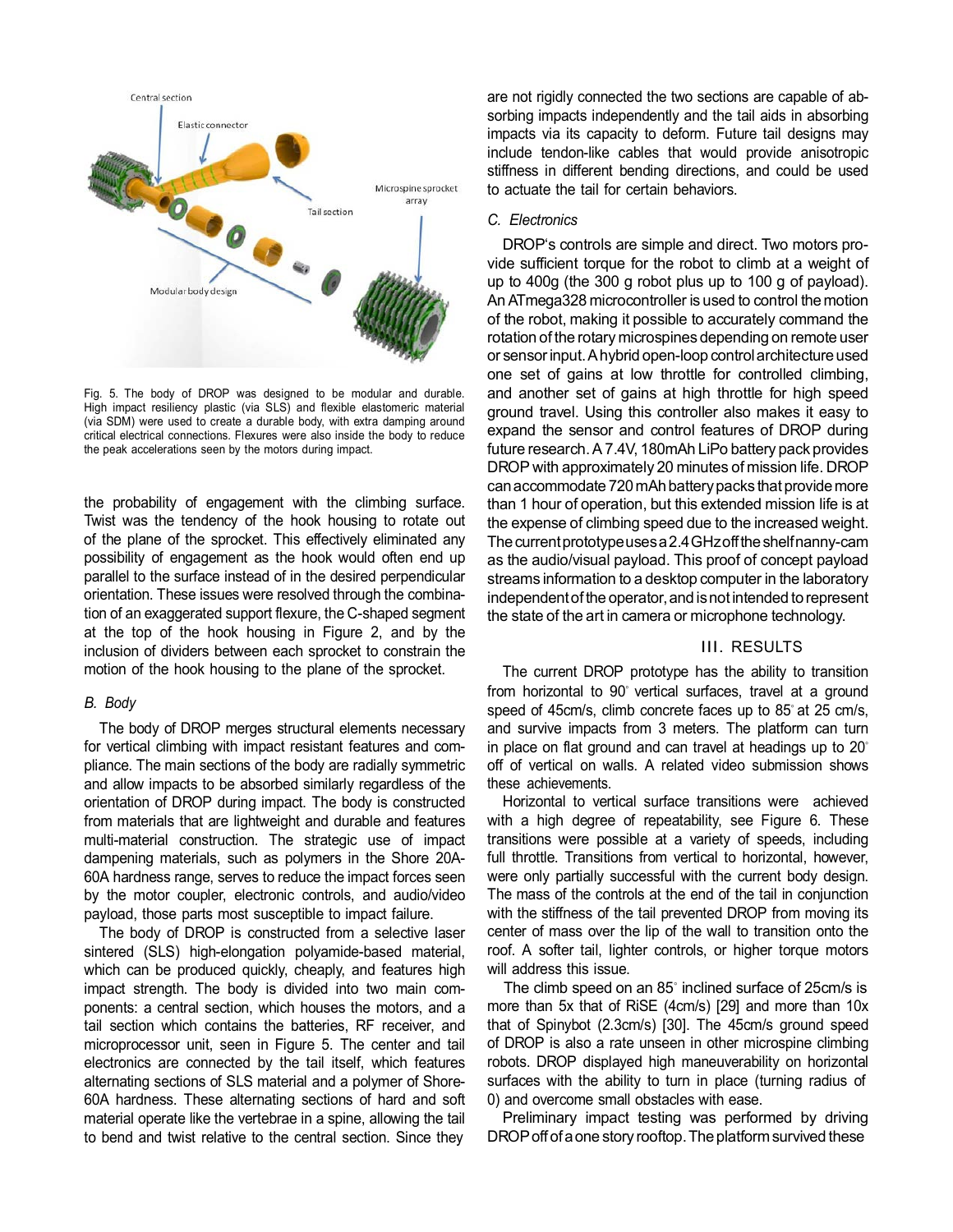Fig. 5. The body of DROP was designed to be modular and durable. High impact resiliency plastic (via SLS) and flexible elastomeric material (via SDM) were used to create a durable body, with extra damping around critical electrical connections. Flexures were also inside the body to reduce the peak accelerations seen by the motors during impact.

the probability of engagement with the climbing surface. Twist was the tendency of the hook housing to rotate out of the plane of the sprocket. This effectively eliminated any possibility of engagement as the hook would often end up parallel to the surface instead of in the desired perpendicular orientation. These issues were resolved through the combination of an exaggerated support flexure, the C-shaped segment at the top of the hook housing in Figure 2, and by the inclusion of dividers between each sprocket to constrain the motion of the hook housing to the plane of the sprocket.

### *B. Body*

The body of DROP merges structural elements necessary for vertical climbing with impact resistant features and compliance. The main sections of the body are radially symmetric and allow impacts to be absorbed similarly regardless of the orientation of DROP during impact. The body is constructed from materials that are lightweight and durable and features multi-material construction. The strategic use of impact dampening materials, such as polymers in the Shore 20A-60A hardness range, serves to reduce the impact forces seen by the motor coupler, electronic controls, and audio/video payload, those parts most susceptible to impact failure.

The body of DROP is constructed from a selective laser sintered (SLS) high-elongation polyamide-based material, which can be produced quickly, cheaply, and features high impact strength. The body is divided into two main components: a central section, which houses the motors, and a tail section which contains the batteries, RF receiver, and microprocessor unit, seen in Figure 5. The center and tail electronics are connected by the tail itself, which features alternating sections of SLS material and a polymer of Shore-60A hardness. These alternating sections of hard and soft material operate like the vertebrae in a spine, allowing the tail to bend and twist relative to the central section. Since they are not rigidly connected the two sections are capable of absorbing impacts independently and the tail aids in absorbing impacts via its capacity to deform. Future tail designs may include tendon-like cables that would provide anisotropic stiffness in different bending directions, and could be used to actuate the tail for certain behaviors.

### *C. Electronics*

DROP's controls are simple and direct. Two motors provide sufficient torque for the robot to climb at a weight of up to 400g (the 300 g robot plus up to 100 g of payload). An ATmega328 microcontroller is used to control the motion of the robot, making it possible to accurately command the rotation of the rotary microspines depending on remote user or sensor input. A hybrid open-loop control architecture used one set of gains at low throttle for controlled climbing, and another set of gains at high throttle for high speed ground travel. Using this controller also makes it easy to expand the sensor and control features of DROP during future research. A 7.4V, 180mAh LiPo battery pack provides DROP with approximately 20 minutes of mission life. DROP can accommodate 720 mAh battery packs that provide more than 1 hour of operation, but this extended mission life is at the expense of climbing speed due to the increased weight. The current prototype uses a 2.4 GHz off the shelf nanny-cam as the audio/visual payload. This proof of concept payload streams information to a desktop computer in the laboratory independent of the operator, and is not intended to represent the state of the art in camera or microphone technology.

## III. RESULTS

The current DROP prototype has the ability to transition from horizontal to 90° vertical surfaces, travel at a ground speed of 45cm/s, climb concrete faces up to 85° at 25 cm/s, and survive impacts from 3 meters. The platform can turn in place on flat ground and can travel at headings up to 20° off of vertical on walls. A related video submission shows these achievements.

Horizontal to vertical surface transitions were achieved with a high degree of repeatability, see Figure 6. These transitions were possible at a variety of speeds, including full throttle. Transitions from vertical to horizontal, however, were only partially successful with the current body design. The mass of the controls at the end of the tail in conjunction with the stiffness of the tail prevented DROP from moving its center of mass over the lip of the wall to transition onto the roof. A softer tail, lighter controls, or higher torque motors will address this issue.

The climb speed on an 85° inclined surface of 25cm/s is more than 5x that of RiSE (4cm/s) [29] and more than 10x that of Spinybot (2.3cm/s) [30]. The 45cm/s ground speed of DROP is also a rate unseen in other microspine climbing robots. DROP displayed high maneuverability on horizontal surfaces with the ability to turn in place (turning radius of 0) and overcome small obstacles with ease.

Preliminary impact testing was performed by driving DROP off of a one story rooftop. The platform survived these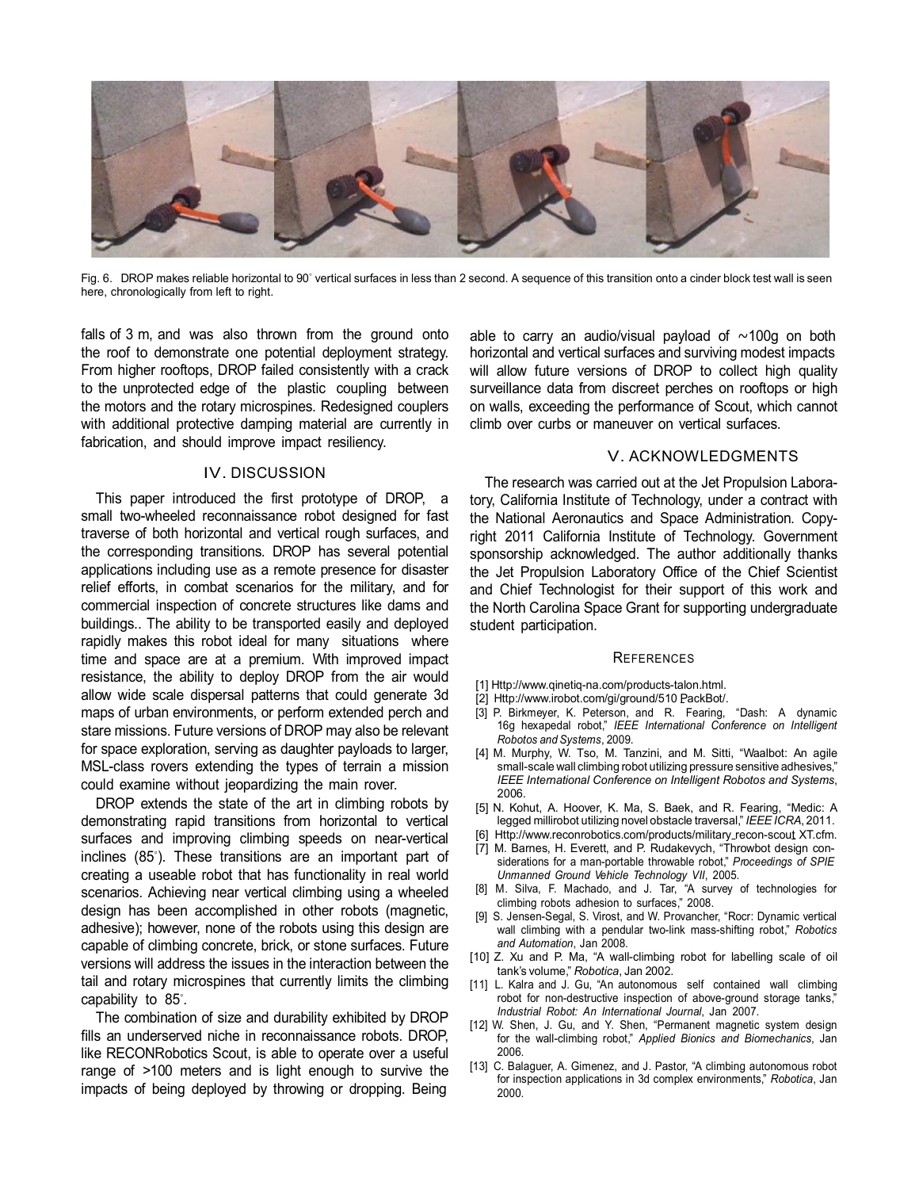Fig. 6. DROP makes reliable horizontal to 90° vertical surfaces in less than 2 second. A sequence of this transition onto a cinder block test wall is seen here, chronologically from left to right.

falls of 3 m, and was also thrown from the ground onto the roof to demonstrate one potential deployment strategy. From higher rooftops, DROP failed consistently with a crack to the unprotected edge of the plastic coupling between the motors and the rotary microspines. Redesigned couplers with additional protective damping material are currently in fabrication, and should improve impact resiliency.

## IV. DISCUSSION

This paper introduced the first prototype of DROP, a small two-wheeled reconnaissance robot designed for fast traverse of both horizontal and vertical rough surfaces, and the corresponding transitions. DROP has several potential applications including use as a remote presence for disaster relief efforts, in combat scenarios for the military, and for commercial inspection of concrete structures like dams and buildings.. The ability to be transported easily and deployed rapidly makes this robot ideal for many situations where time and space are at a premium. With improved impact resistance, the ability to deploy DROP from the air would allow wide scale dispersal patterns that could generate 3d maps of urban environments, or perform extended perch and stare missions. Future versions of DROP may also be relevant for space exploration, serving as daughter payloads to larger, MSL-class rovers extending the types of terrain a mission could examine without jeopardizing the main rover.

DROP extends the state of the art in climbing robots by demonstrating rapid transitions from horizontal to vertical surfaces and improving climbing speeds on near-vertical inclines (85°). These transitions are an important part of creating a useable robot that has functionality in real world scenarios. Achieving near vertical climbing using a wheeled design has been accomplished in other robots (magnetic, adhesive); however, none of the robots using this design are capable of climbing concrete, brick, or stone surfaces. Future versions will address the issues in the interaction between the tail and rotary microspines that currently limits the climbing capability to 85°.

The combination of size and durability exhibited by DROP fills an underserved niche in reconnaissance robots. DROP, like RECONRobotics Scout, is able to operate over a useful range of >100 meters and is light enough to survive the impacts of being deployed by throwing or dropping. Being able to carry an audio/visual payload of ~100g on both horizontal and vertical surfaces and surviving modest impacts will allow future versions of DROP to collect high quality surveillance data from discreet perches on rooftops or high on walls, exceeding the performance of Scout, which cannot climb over curbs or maneuver on vertical surfaces.

## V. ACKNOWLEDGMENTS

The research was carried out at the Jet Propulsion Laboratory, California Institute of Technology, under a contract with the National Aeronautics and Space Administration. Copyright 2011 California Institute of Technology. Government sponsorship acknowledged. The author additionally thanks the Jet Propulsion Laboratory Office of the Chief Scientist and Chief Technologist for their support of this work and the North Carolina Space Grant for supporting undergraduate student participation.

## REFERENCES

[1] Http://www.qinetiq-na.com/products-talon.html.

[2] Http://www.irobot.com/gi/ground/510 PackBot/.

[3] P. Birkmeyer, K. Peterson, and R. Fearing, "Dash: A dynamic 16g hexapedal robot," *IEEE International Conference on Intelligent Robotos and Systems*, 2009.

[4] M. Murphy, W. Tso, M. Tanzini, and M. Sitti, "Waalbot: An agile small-scale wall climbing robot utilizing pressure sensitive adhesives," *IEEE International Conference on Intelligent Robotos and Systems*, 2006.

[5] N. Kohut, A. Hoover, K. Ma, S. Baek, and R. Fearing, "Medic: A legged millirobot utilizing novel obstacle traversal," *IEEE ICRA*, 2011.

[6] Http://www.reconrobotics.com/products/military_recon-scout XT.cfm.

[7] M. Barnes, H. Everett, and P. Rudakevych, "Throwbot design considerations for a man-portable throwable robot," *Proceedings of SPIE Unmanned Ground Vehicle Technology VII*, 2005.

[8] M. Silva, F. Machado, and J. Tar, "A survey of technologies for climbing robots adhesion to surfaces," 2008.

[9] S. Jensen-Segal, S. Virost, and W. Provancher, "Rocr: Dynamic vertical wall climbing with a pendular two-link mass-shifting robot," *Robotics and Automation*, Jan 2008.

[10] Z. Xu and P. Ma, "A wall-climbing robot for labelling scale of oil tank's volume," *Robotica*, Jan 2002.

[11] L. Kalra and J. Gu, "An autonomous self contained wall climbing robot for non-destructive inspection of above-ground storage tanks," *Industrial Robot: An International Journal*, Jan 2007.

[12] W. Shen, J. Gu, and Y. Shen, "Permanent magnetic system design for the wall-climbing robot," *Applied Bionics and Biomechanics*, Jan 2006.

[13] C. Balaguer, A. Gimenez, and J. Pastor, "A climbing autonomous robot for inspection applications in 3d complex environments," *Robotica*, Jan 2000.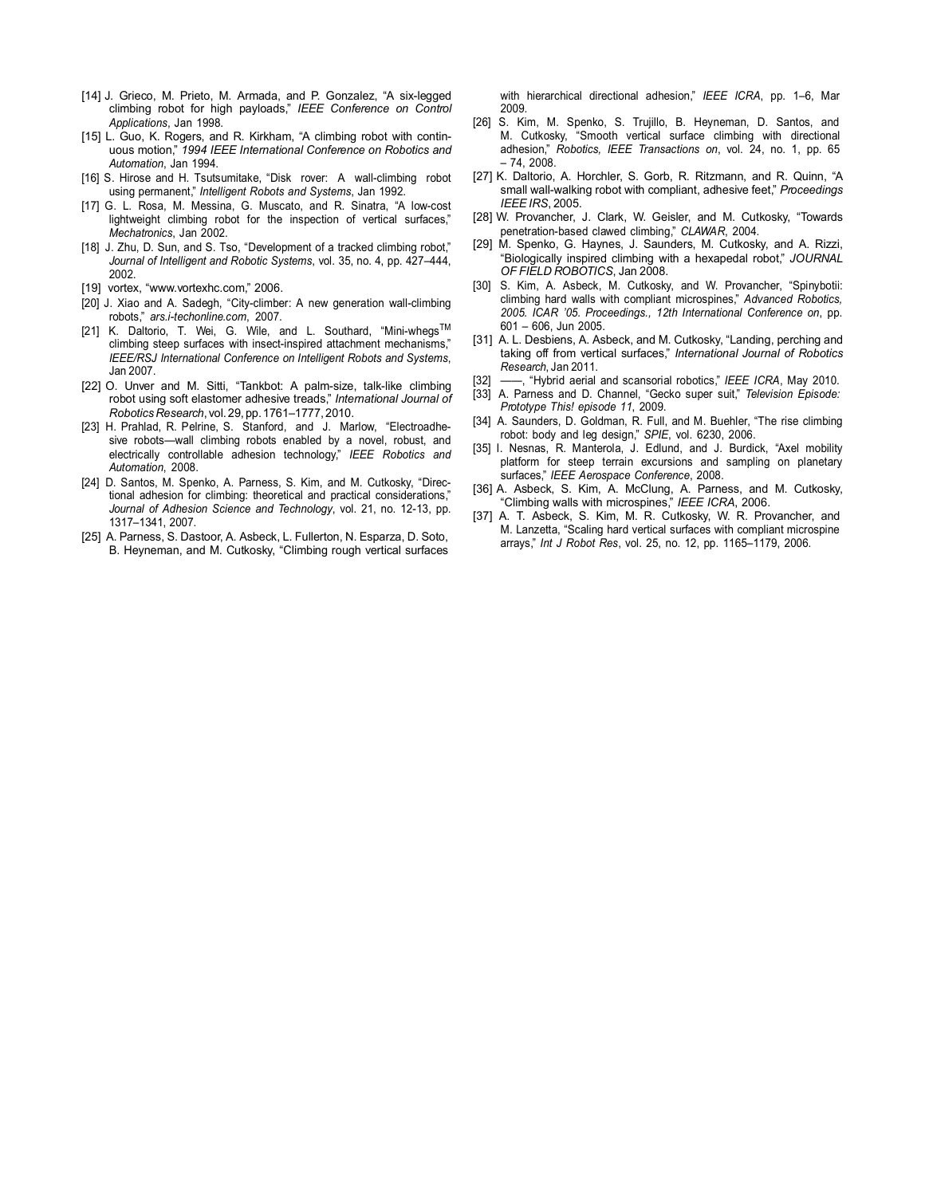[14] J. Grieco, M. Prieto, M. Armada, and P. Gonzalez, "A six-legged climbing robot for high payloads," *IEEE Conference on Control Applications*, Jan 1998.

[15] L. Guo, K. Rogers, and R. Kirkham, "A climbing robot with continuous motion," *1994 IEEE International Conference on Robotics and Automation*, Jan 1994.

[16] S. Hirose and H. Tsutsumitake, "Disk rover: A wall-climbing robot using permanent," *Intelligent Robots and Systems*, Jan 1992.

[17] G. L. Rosa, M. Messina, G. Muscato, and R. Sinatra, "A low-cost lightweight climbing robot for the inspection of vertical surfaces," *Mechatronics*, Jan 2002.

[18] J. Zhu, D. Sun, and S. Tso, "Development of a tracked climbing robot," *Journal of Intelligent and Robotic Systems*, vol. 35, no. 4, pp. 427–444, 2002.

[19] vortex, "www.vortexhc.com," 2006.

[20] J. Xiao and A. Sadegh, "City-climber: A new generation wall-climbing robots," *ars.i-techonline.com*, 2007.

[21] K. Daltorio, T. Wei, G. Wile, and L. Southard, "Mini-whegs$^{TM}$ climbing steep surfaces with insect-inspired attachment mechanisms," *IEEE/RSJ International Conference on Intelligent Robots and Systems*, Jan 2007.

[22] O. Unver and M. Sitti, "Tankbot: A palm-size, talk-like climbing robot using soft elastomer adhesive treads," *International Journal of Robotics Research*, vol. 29, pp. 1761–1777, 2010.

[23] H. Prahlad, R. Pelrine, S. Stanford, and J. Marlow, "Electroadhesive robots—wall climbing robots enabled by a novel, robust, and electrically controllable adhesion technology," *IEEE Robotics and Automation*, 2008.

[24] D. Santos, M. Spenko, A. Parness, S. Kim, and M. Cutkosky, "Directional adhesion for climbing: theoretical and practical considerations," *Journal of Adhesion Science and Technology*, vol. 21, no. 12-13, pp. 1317–1341, 2007.

[25] A. Parness, S. Dastoor, A. Asbeck, L. Fullerton, N. Esparza, D. Soto, B. Heyneman, and M. Cutkosky, "Climbing rough vertical surfaces with hierarchical directional adhesion," *IEEE ICRA*, pp. 1–6, Mar 2009.

[26] S. Kim, M. Spenko, S. Trujillo, B. Heyneman, D. Santos, and M. Cutkosky, "Smooth vertical surface climbing with directional adhesion," *Robotics, IEEE Transactions on*, vol. 24, no. 1, pp. 65 – 74, 2008.

[27] K. Daltorio, A. Horchler, S. Gorb, R. Ritzmann, and R. Quinn, "A small wall-walking robot with compliant, adhesive feet," *Proceedings IEEE IRS*, 2005.

[28] W. Provancher, J. Clark, W. Geisler, and M. Cutkosky, "Towards penetration-based clawed climbing," *CLAWAR*, 2004.

[29] M. Spenko, G. Haynes, J. Saunders, M. Cutkosky, and A. Rizzi, "Biologically inspired climbing with a hexapedal robot," *JOURNAL OF FIELD ROBOTICS*, Jan 2008.

[30] S. Kim, A. Asbeck, M. Cutkosky, and W. Provancher, "Spinybotii: climbing hard walls with compliant microspines," *Advanced Robotics, 2005. ICAR '05. Proceedings., 12th International Conference on*, pp. 601 – 606, Jun 2005.

[31] A. L. Desbiens, A. Asbeck, and M. Cutkosky, "Landing, perching and taking off from vertical surfaces," *International Journal of Robotics Research*, Jan 2011.

[32] ——, "Hybrid aerial and scansorial robotics," *IEEE ICRA*, May 2010.

[33] A. Parness and D. Channel, "Gecko super suit," *Television Episode: Prototype This! episode 11*, 2009.

[34] A. Saunders, D. Goldman, R. Full, and M. Buehler, "The rise climbing robot: body and leg design," *SPIE*, vol. 6230, 2006.

[35] I. Nesnas, R. Manterola, J. Edlund, and J. Burdick, "Axel mobility platform for steep terrain excursions and sampling on planetary surfaces," *IEEE Aerospace Conference*, 2008.

[36] A. Asbeck, S. Kim, A. McClung, A. Parness, and M. Cutkosky, "Climbing walls with microspines," *IEEE ICRA*, 2006.

[37] A. T. Asbeck, S. Kim, M. R. Cutkosky, W. R. Provancher, and M. Lanzetta, "Scaling hard vertical surfaces with compliant microspine arrays," *Int J Robot Res*, vol. 25, no. 12, pp. 1165–1179, 2006.